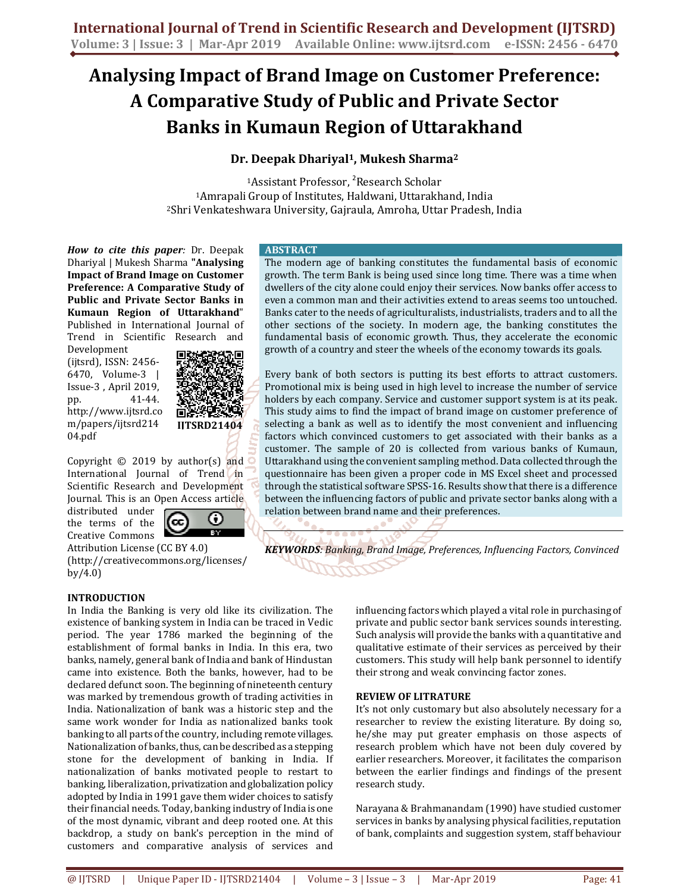# Analysing Impact of Brand Image on Customer Preference: A Comparative Study of Public and Private Sector Banks in Kumaun Region of Uttarakhand

**Dr. Deepak Dhariyal[1], Mukesh Sharma[2]**

[1]Assistant Professor, [2]Research Scholar
[1]Amrapali Group of Institutes, Haldwani, Uttarakhand, India
[2]Shri Venkateshwara University, Gajraula, Amroha, Uttar Pradesh, India

***How to cite this paper:*** Dr. Deepak Dhariyal | Mukesh Sharma **"Analysing Impact of Brand Image on Customer Preference: A Comparative Study of Public and Private Sector Banks in Kumaun Region of Uttarakhand"** Published in International Journal of Trend in Scientific Research and Development (ijtsrd), ISSN: 2456-6470, Volume-3 | Issue-3 , April 2019, pp. 41-44. http://www.ijtsrd.com/papers/ijtsrd21404.pdf

**IJTSRD21404**

Copyright © 2019 by author(s) and International Journal of Trend in Scientific Research and Development Journal. This is an Open Access article distributed under the terms of the Creative Commons Attribution License (CC BY 4.0) (http://creativecommons.org/licenses/by/4.0)

## ABSTRACT

The modern age of banking constitutes the fundamental basis of economic growth. The term Bank is being used since long time. There was a time when dwellers of the city alone could enjoy their services. Now banks offer access to even a common man and their activities extend to areas seems too untouched. Banks cater to the needs of agriculturalists, industrialists, traders and to all the other sections of the society. In modern age, the banking constitutes the fundamental basis of economic growth. Thus, they accelerate the economic growth of a country and steer the wheels of the economy towards its goals.

Every bank of both sectors is putting its best efforts to attract customers. Promotional mix is being used in high level to increase the number of service holders by each company. Service and customer support system is at its peak. This study aims to find the impact of brand image on customer preference of selecting a bank as well as to identify the most convenient and influencing factors which convinced customers to get associated with their banks as a customer. The sample of 20 is collected from various banks of Kumaun, Uttarakhand using the convenient sampling method. Data collected through the questionnaire has been given a proper code in MS Excel sheet and processed through the statistical software SPSS-16. Results show that there is a difference between the influencing factors of public and private sector banks along with a relation between brand name and their preferences.

***KEYWORDS****: Banking, Brand Image, Preferences, Influencing Factors, Convinced*

## INTRODUCTION

In India the Banking is very old like its civilization. The existence of banking system in India can be traced in Vedic period. The year 1786 marked the beginning of the establishment of formal banks in India. In this era, two banks, namely, general bank of India and bank of Hindustan came into existence. Both the banks, however, had to be declared defunct soon. The beginning of nineteenth century was marked by tremendous growth of trading activities in India. Nationalization of bank was a historic step and the same work wonder for India as nationalized banks took banking to all parts of the country, including remote villages. Nationalization of banks, thus, can be described as a stepping stone for the development of banking in India. If nationalization of banks motivated people to restart to banking, liberalization, privatization and globalization policy adopted by India in 1991 gave them wider choices to satisfy their financial needs. Today, banking industry of India is one of the most dynamic, vibrant and deep rooted one. At this backdrop, a study on bank's perception in the mind of customers and comparative analysis of services and influencing factors which played a vital role in purchasing of private and public sector bank services sounds interesting. Such analysis will provide the banks with a quantitative and qualitative estimate of their services as perceived by their customers. This study will help bank personnel to identify their strong and weak convincing factor zones.

## REVIEW OF LITRATURE

It's not only customary but also absolutely necessary for a researcher to review the existing literature. By doing so, he/she may put greater emphasis on those aspects of research problem which have not been duly covered by earlier researchers. Moreover, it facilitates the comparison between the earlier findings and findings of the present research study.

Narayana & Brahmanandam (1990) have studied customer services in banks by analysing physical facilities, reputation of bank, complaints and suggestion system, staff behaviour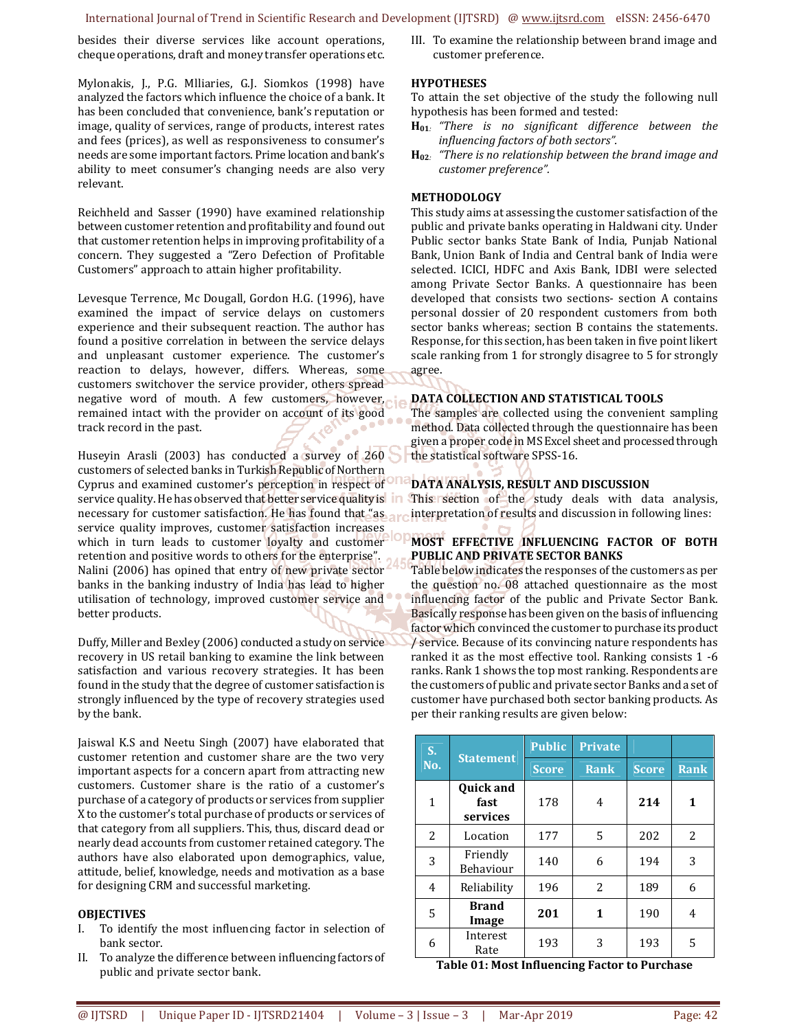besides their diverse services like account operations, cheque operations, draft and money transfer operations etc.

Mylonakis, J., P.G. Mlliaries, G.J. Siomkos (1998) have analyzed the factors which influence the choice of a bank. It has been concluded that convenience, bank's reputation or image, quality of services, range of products, interest rates and fees (prices), as well as responsiveness to consumer's needs are some important factors. Prime location and bank's ability to meet consumer's changing needs are also very relevant.

Reichheld and Sasser (1990) have examined relationship between customer retention and profitability and found out that customer retention helps in improving profitability of a concern. They suggested a "Zero Defection of Profitable Customers" approach to attain higher profitability.

Levesque Terrence, Mc Dougall, Gordon H.G. (1996), have examined the impact of service delays on customers experience and their subsequent reaction. The author has found a positive correlation in between the service delays and unpleasant customer experience. The customer's reaction to delays, however, differs. Whereas, some customers switchover the service provider, others spread negative word of mouth. A few customers, however, remained intact with the provider on account of its good track record in the past.

Huseyin Arasli (2003) has conducted a survey of 260 customers of selected banks in Turkish Republic of Northern Cyprus and examined customer's perception in respect of service quality. He has observed that better service quality is necessary for customer satisfaction. He has found that "as service quality improves, customer satisfaction increases which in turn leads to customer loyalty and customer retention and positive words to others for the enterprise". Nalini (2006) has opined that entry of new private sector banks in the banking industry of India has lead to higher utilisation of technology, improved customer service and better products.

Duffy, Miller and Bexley (2006) conducted a study on service recovery in US retail banking to examine the link between satisfaction and various recovery strategies. It has been found in the study that the degree of customer satisfaction is strongly influenced by the type of recovery strategies used by the bank.

Jaiswal K.S and Neetu Singh (2007) have elaborated that customer retention and customer share are the two very important aspects for a concern apart from attracting new customers. Customer share is the ratio of a customer's purchase of a category of products or services from supplier X to the customer's total purchase of products or services of that category from all suppliers. This, thus, discard dead or nearly dead accounts from customer retained category. The authors have also elaborated upon demographics, value, attitude, belief, knowledge, needs and motivation as a base for designing CRM and successful marketing.

## OBJECTIVES

I. To identify the most influencing factor in selection of bank sector.
II. To analyze the difference between influencing factors of public and private sector bank.
III. To examine the relationship between brand image and customer preference.

## HYPOTHESES

To attain the set objective of the study the following null hypothesis has been formed and tested:

**$H_{01}$**: *"There is no significant difference between the influencing factors of both sectors".*

**$H_{02}$**: *"There is no relationship between the brand image and customer preference".*

## METHODOLOGY

This study aims at assessing the customer satisfaction of the public and private banks operating in Haldwani city. Under Public sector banks State Bank of India, Punjab National Bank, Union Bank of India and Central bank of India were selected. ICICI, HDFC and Axis Bank, IDBI were selected among Private Sector Banks. A questionnaire has been developed that consists two sections- section A contains personal dossier of 20 respondent customers from both sector banks whereas; section B contains the statements. Response, for this section, has been taken in five point likert scale ranking from 1 for strongly disagree to 5 for strongly agree.

## DATA COLLECTION AND STATISTICAL TOOLS

The samples are collected using the convenient sampling method. Data collected through the questionnaire has been given a proper code in MS Excel sheet and processed through the statistical software SPSS-16.

## DATA ANALYSIS, RESULT AND DISCUSSION

This section of the study deals with data analysis, interpretation of results and discussion in following lines:

### MOST EFFECTIVE INFLUENCING FACTOR OF BOTH PUBLIC AND PRIVATE SECTOR BANKS

Table below indicates the responses of the customers as per the question no. 08 attached questionnaire as the most influencing factor of the public and Private Sector Bank. Basically response has been given on the basis of influencing factor which convinced the customer to purchase its product / service. Because of its convincing nature respondents has ranked it as the most effective tool. Ranking consists 1 -6 ranks. Rank 1 shows the top most ranking. Respondents are the customers of public and private sector Banks and a set of customer have purchased both sector banking products. As per their ranking results are given below:

| S. No. | Statement | Public | Private | | |
|---|---|---|---|---|---|
| | | Score | Rank | Score | Rank |
| 1 | **Quick and fast services** | 178 | 4 | **214** | **1** |
| 2 | Location | 177 | 5 | 202 | 2 |
| 3 | Friendly Behaviour | 140 | 6 | 194 | 3 |
| 4 | Reliability | 196 | 2 | 189 | 6 |
| 5 | **Brand Image** | **201** | **1** | 190 | 4 |
| 6 | Interest Rate | 193 | 3 | 193 | 5 |

**Table 01: Most Influencing Factor to Purchase**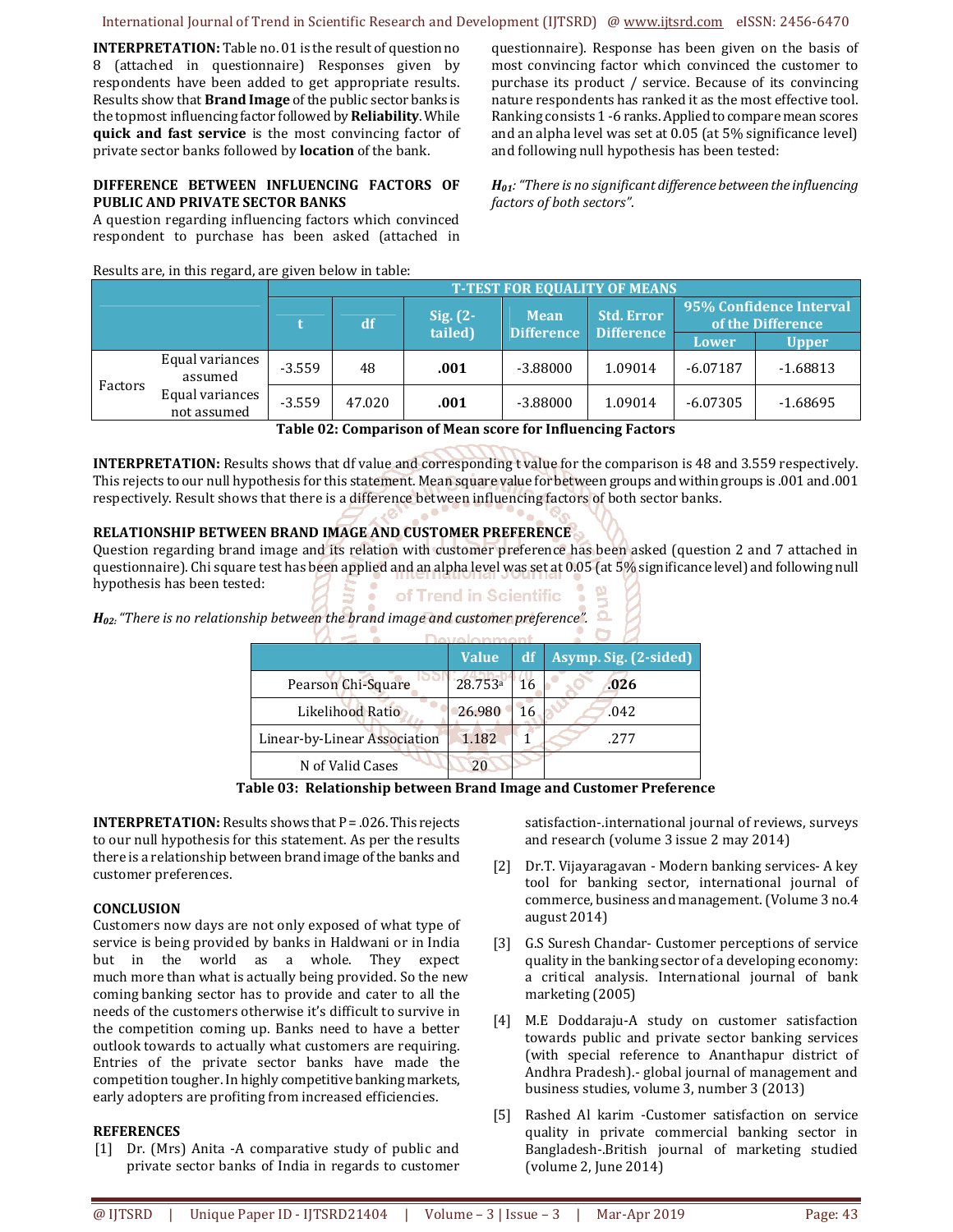**INTERPRETATION:** Table no. 01 is the result of question no 8 (attached in questionnaire) Responses given by respondents have been added to get appropriate results. Results show that **Brand Image** of the public sector banks is the topmost influencing factor followed by **Reliability**. While **quick and fast service** is the most convincing factor of private sector banks followed by **location** of the bank.

**DIFFERENCE BETWEEN INFLUENCING FACTORS OF PUBLIC AND PRIVATE SECTOR BANKS**

A question regarding influencing factors which convinced respondent to purchase has been asked (attached in questionnaire). Response has been given on the basis of most convincing factor which convinced the customer to purchase its product / service. Because of its convincing nature respondents has ranked it as the most effective tool. Ranking consists 1 -6 ranks. Applied to compare mean scores and an alpha level was set at 0.05 (at 5% significance level) and following null hypothesis has been tested:

***$H_{01}$**: "There is no significant difference between the influencing factors of both sectors".*

Results are, in this regard, are given below in table:

| | | T-TEST FOR EQUALITY OF MEANS | | | | | | |
|---|---|---|---|---|---|---|---|---|
| | | t | df | Sig. (2-tailed) | Mean Difference | Std. Error Difference | 95% Confidence Interval of the Difference | |
| | | | | | | | Lower | Upper |
| Factors | Equal variances assumed | -3.559 | 48 | **.001** | -3.88000 | 1.09014 | -6.07187 | -1.68813 |
| | Equal variances not assumed | -3.559 | 47.020 | **.001** | -3.88000 | 1.09014 | -6.07305 | -1.68695 |

**Table 02: Comparison of Mean score for Influencing Factors**

**INTERPRETATION:** Results shows that df value and corresponding t value for the comparison is 48 and 3.559 respectively. This rejects to our null hypothesis for this statement. Mean square value for between groups and within groups is .001 and .001 respectively. Result shows that there is a difference between influencing factors of both sector banks.

**RELATIONSHIP BETWEEN BRAND IMAGE AND CUSTOMER PREFERENCE**

Question regarding brand image and its relation with customer preference has been asked (question 2 and 7 attached in questionnaire). Chi square test has been applied and an alpha level was set at 0.05 (at 5% significance level) and following null hypothesis has been tested:

***$H_{02}$**: "There is no relationship between the brand image and customer preference".*

| | Value | df | Asymp. Sig. (2-sided) |
|---|---|---|---|
| Pearson Chi-Square | 28.753[a] | 16 | **.026** |
| Likelihood Ratio | 26.980 | 16 | .042 |
| Linear-by-Linear Association | 1.182 | 1 | .277 |
| N of Valid Cases | 20 | | |

**Table 03: Relationship between Brand Image and Customer Preference**

**INTERPRETATION:** Results shows that P = .026. This rejects to our null hypothesis for this statement. As per the results there is a relationship between brand image of the banks and customer preferences.

**CONCLUSION**

Customers now days are not only exposed of what type of service is being provided by banks in Haldwani or in India but in the world as a whole. They expect much more than what is actually being provided. So the new coming banking sector has to provide and cater to all the needs of the customers otherwise it's difficult to survive in the competition coming up. Banks need to have a better outlook towards to actually what customers are requiring. Entries of the private sector banks have made the competition tougher. In highly competitive banking markets, early adopters are profiting from increased efficiencies.

**REFERENCES**

[1] Dr. (Mrs) Anita -A comparative study of public and private sector banks of India in regards to customer satisfaction-.international journal of reviews, surveys and research (volume 3 issue 2 may 2014)

[2] Dr.T. Vijayaragavan - Modern banking services- A key tool for banking sector, international journal of commerce, business and management. (Volume 3 no.4 august 2014)

[3] G.S Suresh Chandar- Customer perceptions of service quality in the banking sector of a developing economy: a critical analysis. International journal of bank marketing (2005)

[4] M.E Doddaraju-A study on customer satisfaction towards public and private sector banking services (with special reference to Ananthapur district of Andhra Pradesh).- global journal of management and business studies, volume 3, number 3 (2013)

[5] Rashed Al karim -Customer satisfaction on service quality in private commercial banking sector in Bangladesh-.British journal of marketing studied (volume 2, June 2014)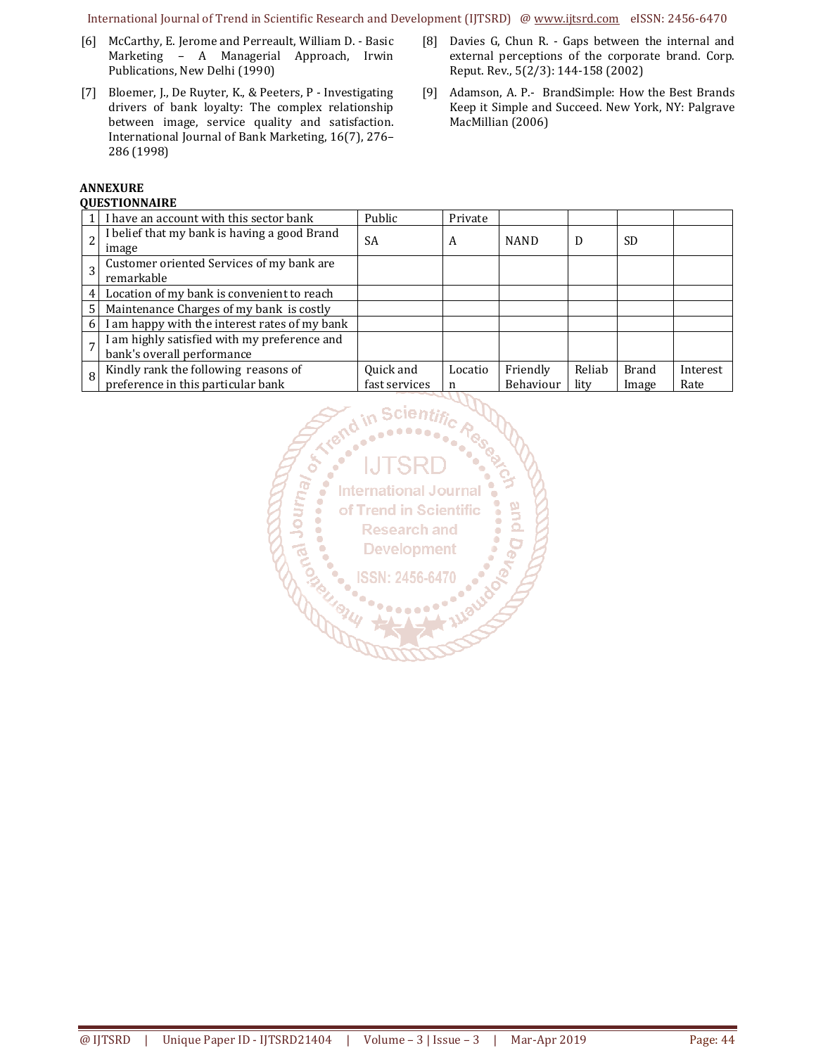[6] McCarthy, E. Jerome and Perreault, William D. - Basic Marketing – A Managerial Approach, Irwin Publications, New Delhi (1990)

[7] Bloemer, J., De Ruyter, K., & Peeters, P - Investigating drivers of bank loyalty: The complex relationship between image, service quality and satisfaction. International Journal of Bank Marketing, 16(7), 276–286 (1998)

[8] Davies G, Chun R. - Gaps between the internal and external perceptions of the corporate brand. Corp. Reput. Rev., 5(2/3): 144-158 (2002)

[9] Adamson, A. P.- BrandSimple: How the Best Brands Keep it Simple and Succeed. New York, NY: Palgrave MacMillian (2006)

**ANNEXURE**

**QUESTIONNAIRE**

| | | | | | | | |
|---|---|---|---|---|---|---|---|
| 1 | I have an account with this sector bank | Public | Private | | | | |
| 2 | I belief that my bank is having a good Brand image | SA | A | NAND | D | SD | |
| 3 | Customer oriented Services of my bank are remarkable | | | | | | |
| 4 | Location of my bank is convenient to reach | | | | | | |
| 5 | Maintenance Charges of my bank is costly | | | | | | |
| 6 | I am happy with the interest rates of my bank | | | | | | |
| 7 | I am highly satisfied with my preference and bank's overall performance | | | | | | |
| 8 | Kindly rank the following reasons of preference in this particular bank | Quick and fast services | Location | Friendly Behaviour | Reliablity | Brand Image | Interest Rate |